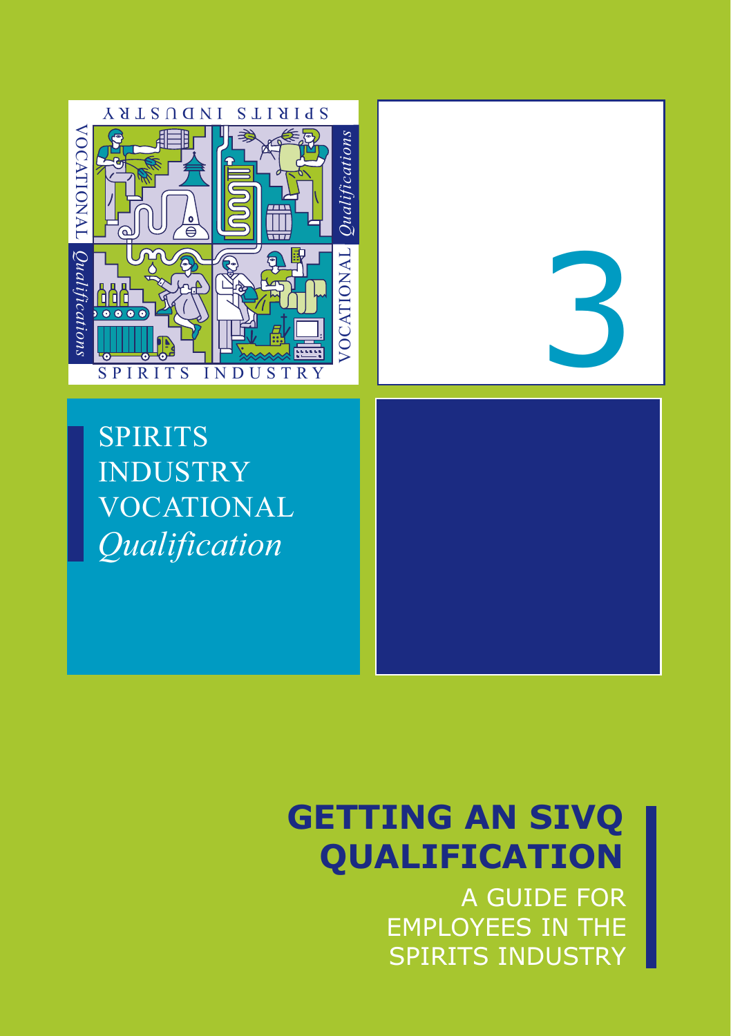SPIRITS INDUSTRY VOCATIONAL *Qualification*

3

# GETTING AN SIVQ QUALIFICATION

A GUIDE FOR EMPLOYEES IN THE SPIRITS INDUSTRY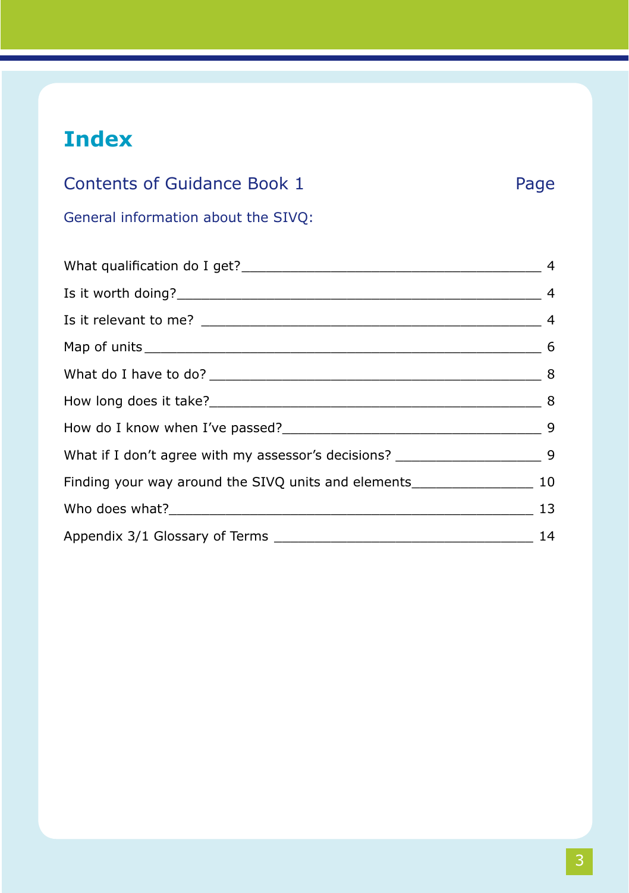# Index

## Contents of Guidance Book 1

### General information about the SIVQ:

| Contents | Page |
|---|---|
| What qualification do I get? | 4 |
| Is it worth doing? | 4 |
| Is it relevant to me? | 4 |
| Map of units | 6 |
| What do I have to do? | 8 |
| How long does it take? | 8 |
| How do I know when I've passed? | 9 |
| What if I don't agree with my assessor's decisions? | 9 |
| Finding your way around the SIVQ units and elements | 10 |
| Who does what? | 13 |
| Appendix 3/1 Glossary of Terms | 14 |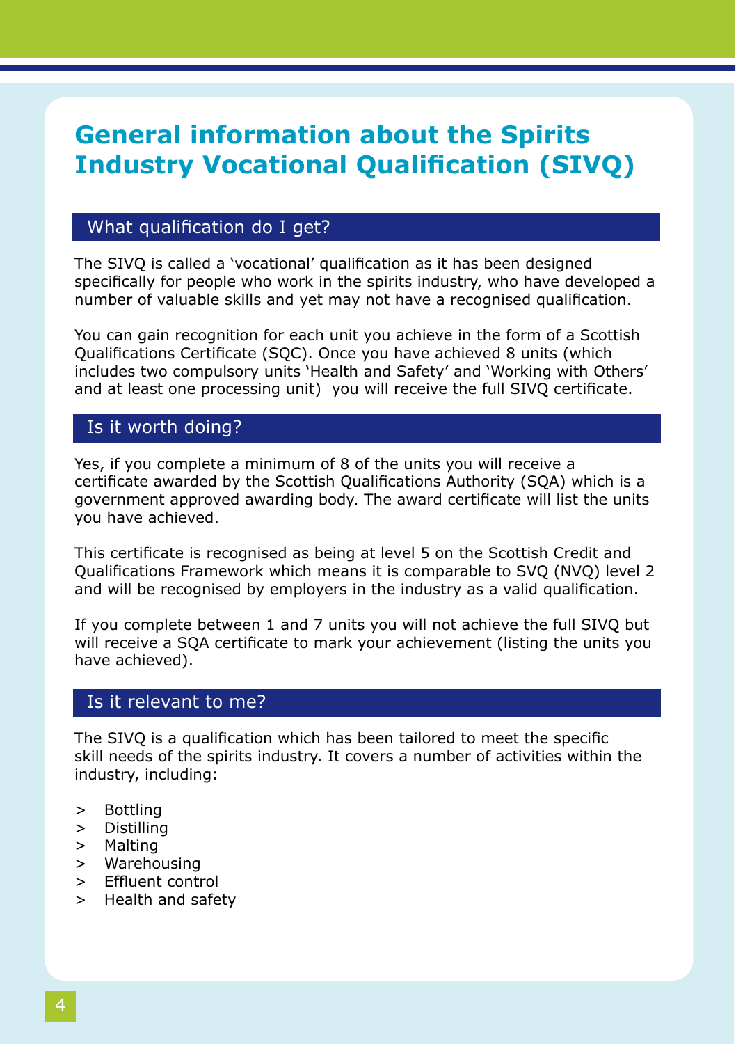# General information about the Spirits Industry Vocational Qualification (SIVQ)

## What qualification do I get?

The SIVQ is called a 'vocational' qualification as it has been designed specifically for people who work in the spirits industry, who have developed a number of valuable skills and yet may not have a recognised qualification.

You can gain recognition for each unit you achieve in the form of a Scottish Qualifications Certificate (SQC). Once you have achieved 8 units (which includes two compulsory units 'Health and Safety' and 'Working with Others' and at least one processing unit) you will receive the full SIVQ certificate.

## Is it worth doing?

Yes, if you complete a minimum of 8 of the units you will receive a certificate awarded by the Scottish Qualifications Authority (SQA) which is a government approved awarding body. The award certificate will list the units you have achieved.

This certificate is recognised as being at level 5 on the Scottish Credit and Qualifications Framework which means it is comparable to SVQ (NVQ) level 2 and will be recognised by employers in the industry as a valid qualification.

If you complete between 1 and 7 units you will not achieve the full SIVQ but will receive a SQA certificate to mark your achievement (listing the units you have achieved).

## Is it relevant to me?

The SIVQ is a qualification which has been tailored to meet the specific skill needs of the spirits industry. It covers a number of activities within the industry, including:

- Bottling
- Distilling
- Malting
- Warehousing
- Effluent control
- Health and safety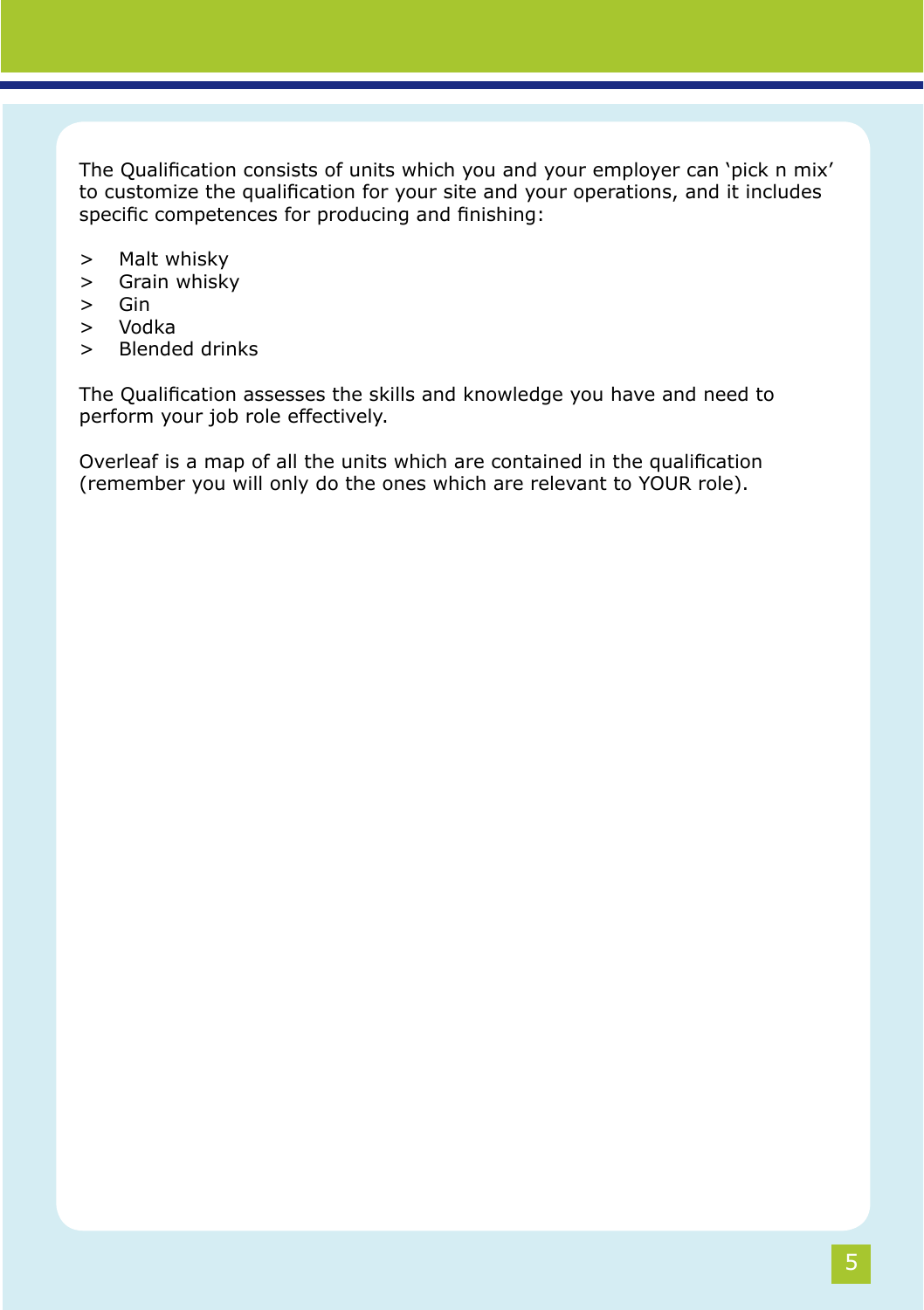The Qualification consists of units which you and your employer can 'pick n mix' to customize the qualification for your site and your operations, and it includes specific competences for producing and finishing:

- Malt whisky
- Grain whisky
- Gin
- Vodka
- Blended drinks

The Qualification assesses the skills and knowledge you have and need to perform your job role effectively.

Overleaf is a map of all the units which are contained in the qualification (remember you will only do the ones which are relevant to YOUR role).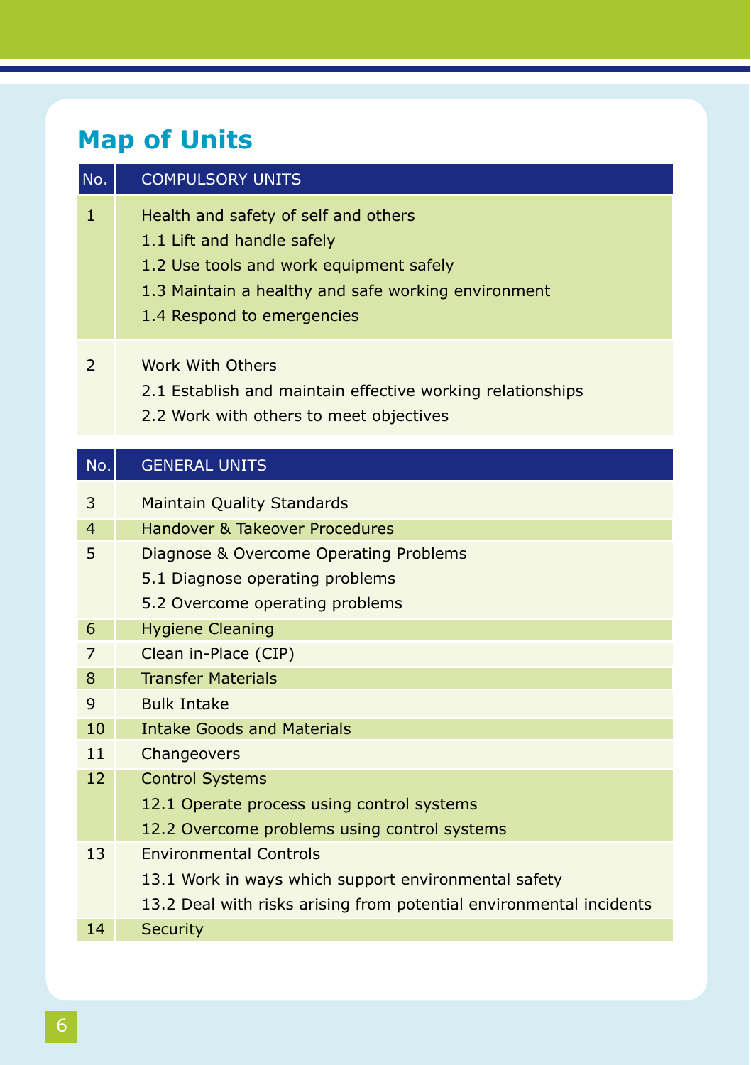# Map of Units

| No. | COMPULSORY UNITS |
|---|---|
| 1 | Health and safety of self and others<br>1.1 Lift and handle safely<br>1.2 Use tools and work equipment safely<br>1.3 Maintain a healthy and safe working environment<br>1.4 Respond to emergencies |
| 2 | Work With Others<br>2.1 Establish and maintain effective working relationships<br>2.2 Work with others to meet objectives |

| No. | GENERAL UNITS |
|---|---|
| 3 | Maintain Quality Standards |
| 4 | Handover & Takeover Procedures |
| 5 | Diagnose & Overcome Operating Problems<br>5.1 Diagnose operating problems<br>5.2 Overcome operating problems |
| 6 | Hygiene Cleaning |
| 7 | Clean in-Place (CIP) |
| 8 | Transfer Materials |
| 9 | Bulk Intake |
| 10 | Intake Goods and Materials |
| 11 | Changeovers |
| 12 | Control Systems<br>12.1 Operate process using control systems<br>12.2 Overcome problems using control systems |
| 13 | Environmental Controls<br>13.1 Work in ways which support environmental safety<br>13.2 Deal with risks arising from potential environmental incidents |
| 14 | Security |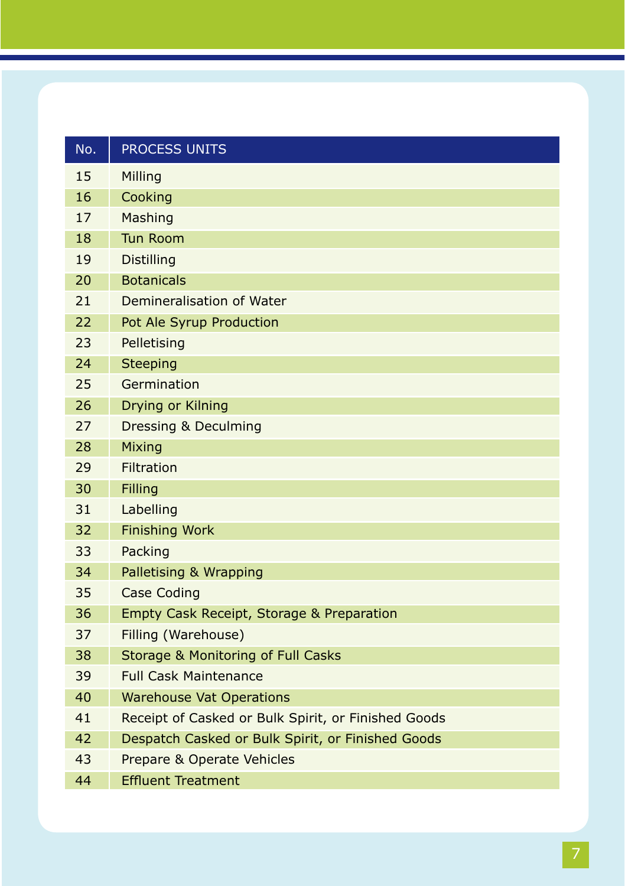| No. | PROCESS UNITS |
|---|---|
| 15 | Milling |
| 16 | Cooking |
| 17 | Mashing |
| 18 | Tun Room |
| 19 | Distilling |
| 20 | Botanicals |
| 21 | Demineralisation of Water |
| 22 | Pot Ale Syrup Production |
| 23 | Pelletising |
| 24 | Steeping |
| 25 | Germination |
| 26 | Drying or Kilning |
| 27 | Dressing & Deculming |
| 28 | Mixing |
| 29 | Filtration |
| 30 | Filling |
| 31 | Labelling |
| 32 | Finishing Work |
| 33 | Packing |
| 34 | Palletising & Wrapping |
| 35 | Case Coding |
| 36 | Empty Cask Receipt, Storage & Preparation |
| 37 | Filling (Warehouse) |
| 38 | Storage & Monitoring of Full Casks |
| 39 | Full Cask Maintenance |
| 40 | Warehouse Vat Operations |
| 41 | Receipt of Casked or Bulk Spirit, or Finished Goods |
| 42 | Despatch Casked or Bulk Spirit, or Finished Goods |
| 43 | Prepare & Operate Vehicles |
| 44 | Effluent Treatment |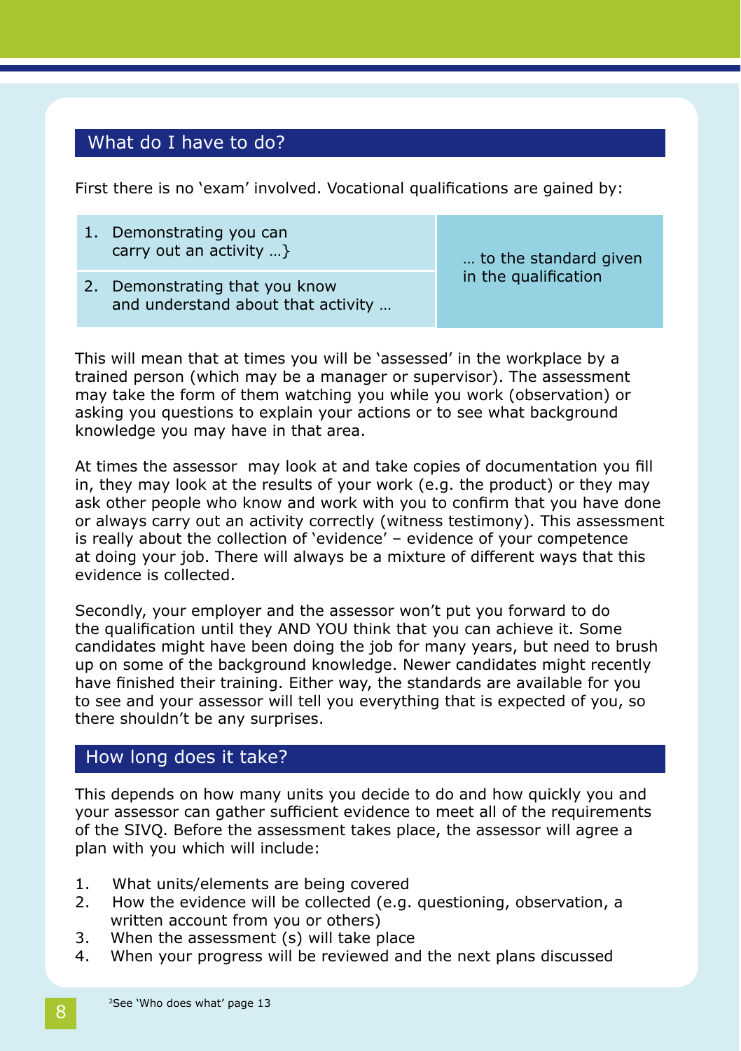## What do I have to do?

First there is no 'exam' involved. Vocational qualifications are gained by:

| | |
|---|---|
| 1. Demonstrating you can carry out an activity …} | … to the standard given in the qualification |
| 2. Demonstrating that you know and understand about that activity … | |

This will mean that at times you will be 'assessed' in the workplace by a trained person (which may be a manager or supervisor). The assessment may take the form of them watching you while you work (observation) or asking you questions to explain your actions or to see what background knowledge you may have in that area.

At times the assessor may look at and take copies of documentation you fill in, they may look at the results of your work (e.g. the product) or they may ask other people who know and work with you to confirm that you have done or always carry out an activity correctly (witness testimony). This assessment is really about the collection of 'evidence' – evidence of your competence at doing your job. There will always be a mixture of different ways that this evidence is collected.

Secondly, your employer and the assessor won't put you forward to do the qualification until they AND YOU think that you can achieve it. Some candidates might have been doing the job for many years, but need to brush up on some of the background knowledge. Newer candidates might recently have finished their training. Either way, the standards are available for you to see and your assessor will tell you everything that is expected of you, so there shouldn't be any surprises.

## How long does it take?

This depends on how many units you decide to do and how quickly you and your assessor can gather sufficient evidence to meet all of the requirements of the SIVQ. Before the assessment takes place, the assessor will agree a plan with you which will include:

1. What units/elements are being covered
2. How the evidence will be collected (e.g. questioning, observation, a written account from you or others)
3. When the assessment (s) will take place
4. When your progress will be reviewed and the next plans discussed

[2]See 'Who does what' page 13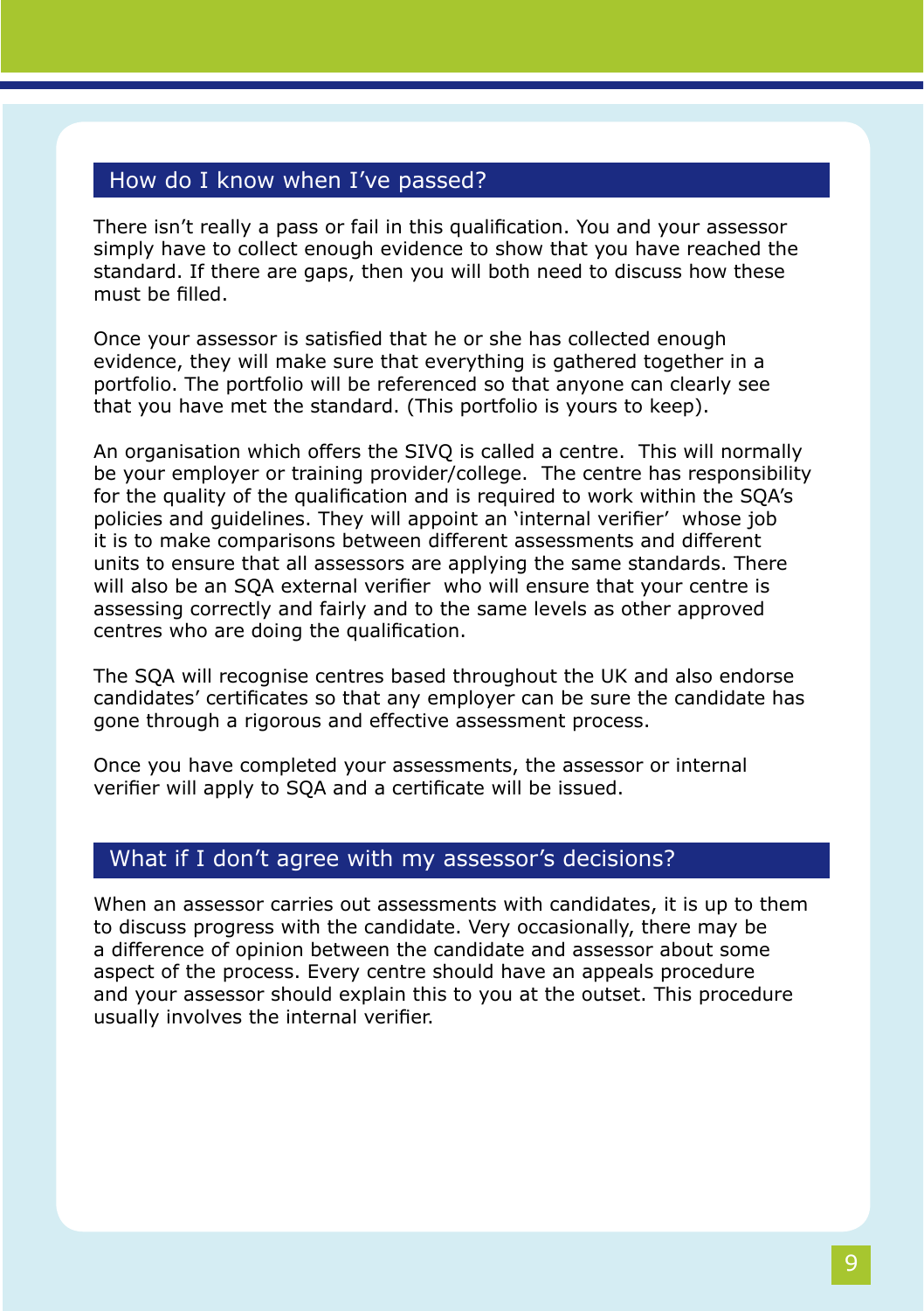## How do I know when I've passed?

There isn't really a pass or fail in this qualification. You and your assessor simply have to collect enough evidence to show that you have reached the standard. If there are gaps, then you will both need to discuss how these must be filled.

Once your assessor is satisfied that he or she has collected enough evidence, they will make sure that everything is gathered together in a portfolio. The portfolio will be referenced so that anyone can clearly see that you have met the standard. (This portfolio is yours to keep).

An organisation which offers the SIVQ is called a centre. This will normally be your employer or training provider/college. The centre has responsibility for the quality of the qualification and is required to work within the SQA's policies and guidelines. They will appoint an 'internal verifier' whose job it is to make comparisons between different assessments and different units to ensure that all assessors are applying the same standards. There will also be an SQA external verifier who will ensure that your centre is assessing correctly and fairly and to the same levels as other approved centres who are doing the qualification.

The SQA will recognise centres based throughout the UK and also endorse candidates' certificates so that any employer can be sure the candidate has gone through a rigorous and effective assessment process.

Once you have completed your assessments, the assessor or internal verifier will apply to SQA and a certificate will be issued.

## What if I don't agree with my assessor's decisions?

When an assessor carries out assessments with candidates, it is up to them to discuss progress with the candidate. Very occasionally, there may be a difference of opinion between the candidate and assessor about some aspect of the process. Every centre should have an appeals procedure and your assessor should explain this to you at the outset. This procedure usually involves the internal verifier.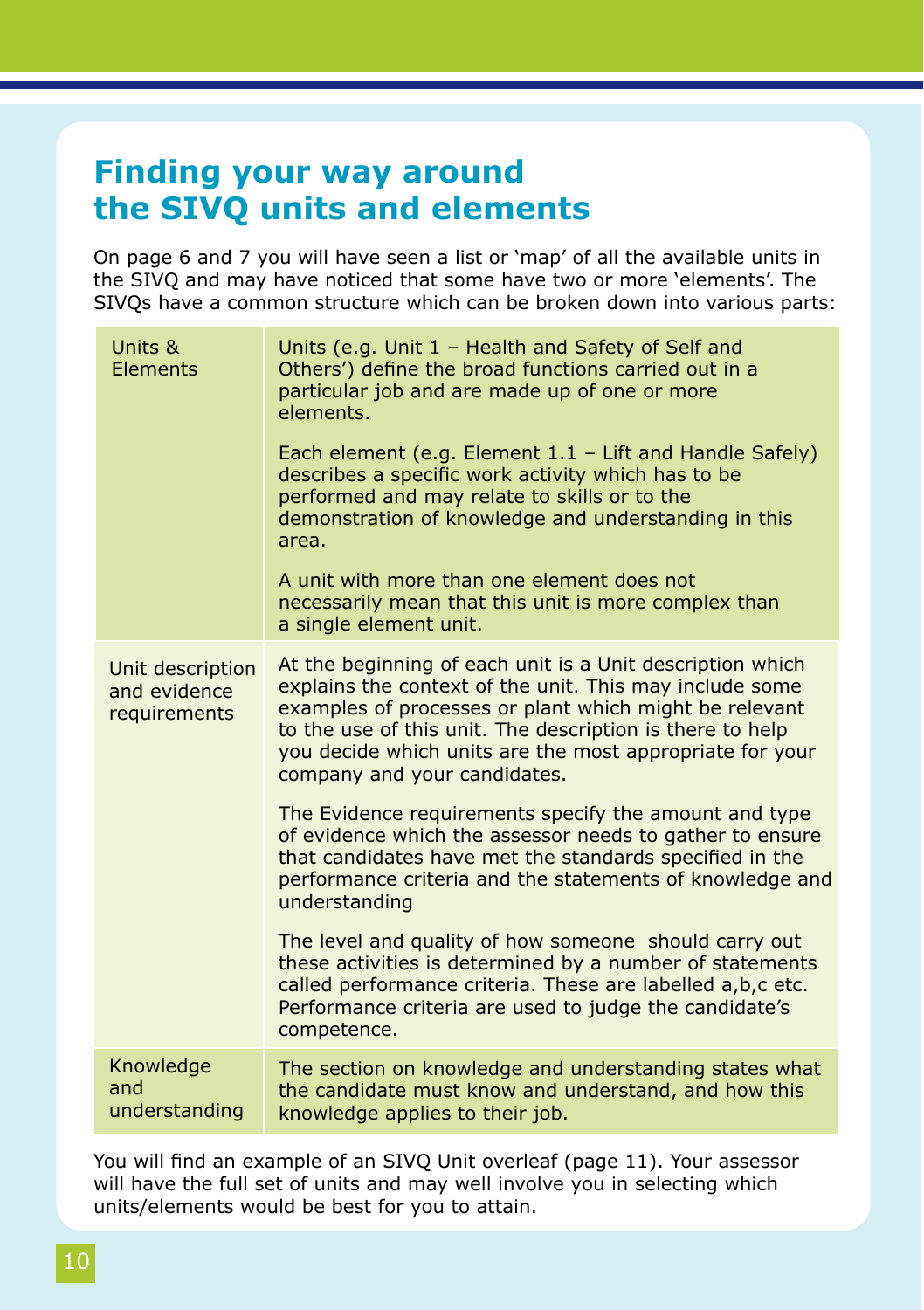# Finding your way around the SIVQ units and elements

On page 6 and 7 you will have seen a list or 'map' of all the available units in the SIVQ and may have noticed that some have two or more 'elements'. The SIVQs have a common structure which can be broken down into various parts:

| | |
|---|---|
| Units & Elements | Units (e.g. Unit 1 – Health and Safety of Self and Others') define the broad functions carried out in a particular job and are made up of one or more elements.<br><br>Each element (e.g. Element 1.1 – Lift and Handle Safely) describes a specific work activity which has to be performed and may relate to skills or to the demonstration of knowledge and understanding in this area.<br><br>A unit with more than one element does not necessarily mean that this unit is more complex than a single element unit. |
| Unit description and evidence requirements | At the beginning of each unit is a Unit description which explains the context of the unit. This may include some examples of processes or plant which might be relevant to the use of this unit. The description is there to help you decide which units are the most appropriate for your company and your candidates.<br><br>The Evidence requirements specify the amount and type of evidence which the assessor needs to gather to ensure that candidates have met the standards specified in the performance criteria and the statements of knowledge and understanding<br><br>The level and quality of how someone should carry out these activities is determined by a number of statements called performance criteria. These are labelled a,b,c etc. Performance criteria are used to judge the candidate's competence. |
| Knowledge and understanding | The section on knowledge and understanding states what the candidate must know and understand, and how this knowledge applies to their job. |

You will find an example of an SIVQ Unit overleaf (page 11). Your assessor will have the full set of units and may well involve you in selecting which units/elements would be best for you to attain.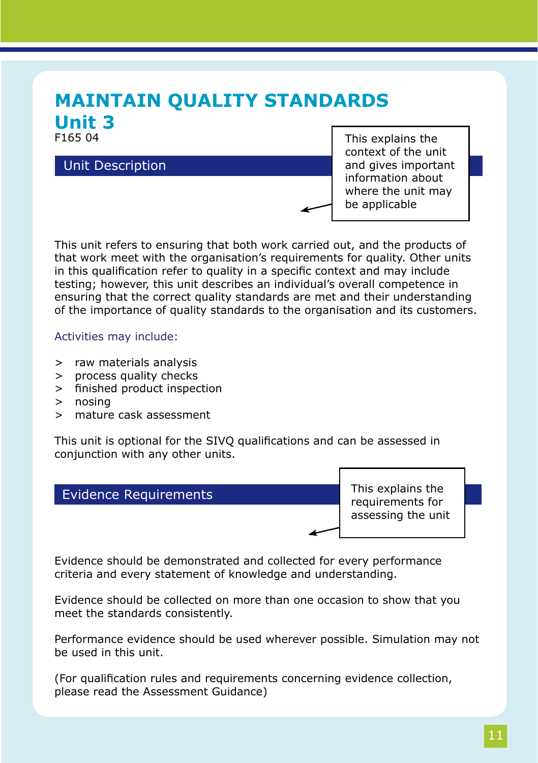# MAINTAIN QUALITY STANDARDS
# Unit 3

F165 04

## Unit Description

This explains the context of the unit and gives important information about where the unit may be applicable

This unit refers to ensuring that both work carried out, and the products of that work meet with the organisation's requirements for quality. Other units in this qualification refer to quality in a specific context and may include testing; however, this unit describes an individual's overall competence in ensuring that the correct quality standards are met and their understanding of the importance of quality standards to the organisation and its customers.

Activities may include:

> raw materials analysis
> process quality checks
> finished product inspection
> nosing
> mature cask assessment

This unit is optional for the SIVQ qualifications and can be assessed in conjunction with any other units.

## Evidence Requirements

This explains the requirements for assessing the unit

Evidence should be demonstrated and collected for every performance criteria and every statement of knowledge and understanding.

Evidence should be collected on more than one occasion to show that you meet the standards consistently.

Performance evidence should be used wherever possible. Simulation may not be used in this unit.

(For qualification rules and requirements concerning evidence collection, please read the Assessment Guidance)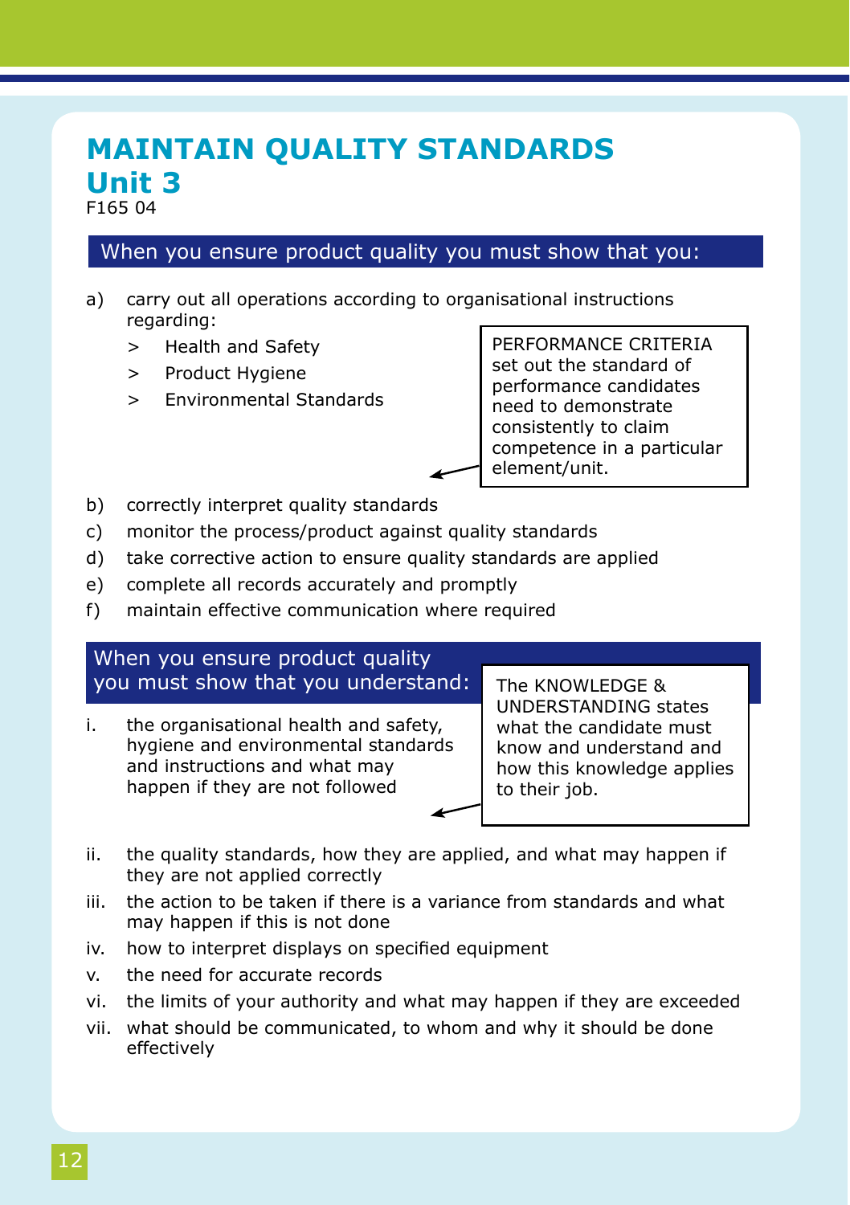# MAINTAIN QUALITY STANDARDS

## Unit 3

F165 04

### When you ensure product quality you must show that you:

a) carry out all operations according to organisational instructions regarding:

- > Health and Safety
- > Product Hygiene
- > Environmental Standards

PERFORMANCE CRITERIA set out the standard of performance candidates need to demonstrate consistently to claim competence in a particular element/unit.

b) correctly interpret quality standards

c) monitor the process/product against quality standards

d) take corrective action to ensure quality standards are applied

e) complete all records accurately and promptly

f) maintain effective communication where required

### When you ensure product quality you must show that you understand:

The KNOWLEDGE & UNDERSTANDING states what the candidate must know and understand and how this knowledge applies to their job.

i. the organisational health and safety, hygiene and environmental standards and instructions and what may happen if they are not followed

ii. the quality standards, how they are applied, and what may happen if they are not applied correctly

iii. the action to be taken if there is a variance from standards and what may happen if this is not done

iv. how to interpret displays on specified equipment

v. the need for accurate records

vi. the limits of your authority and what may happen if they are exceeded

vii. what should be communicated, to whom and why it should be done effectively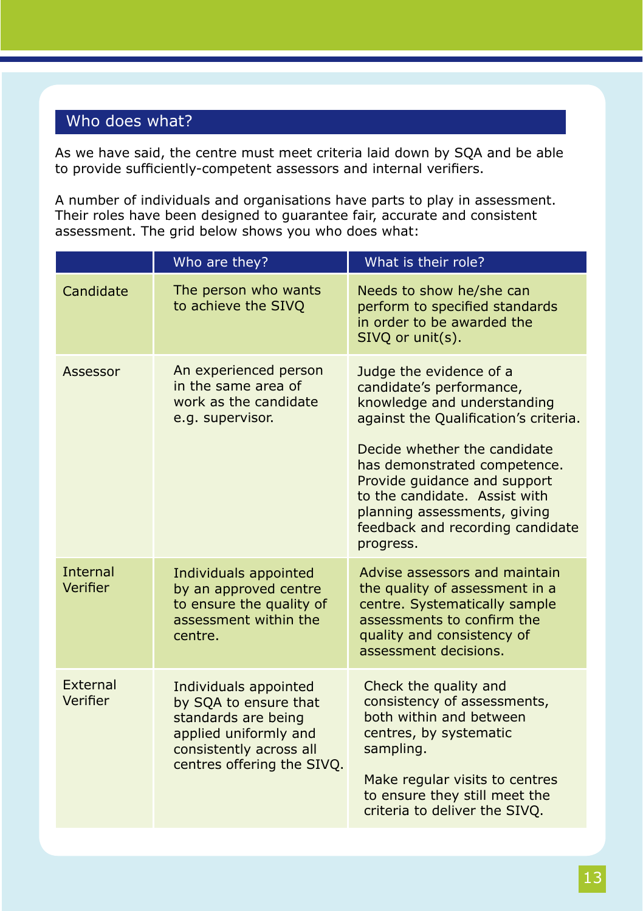## Who does what?

As we have said, the centre must meet criteria laid down by SQA and be able to provide sufficiently-competent assessors and internal verifiers.

A number of individuals and organisations have parts to play in assessment. Their roles have been designed to guarantee fair, accurate and consistent assessment. The grid below shows you who does what:

| | Who are they? | What is their role? |
|---|---|---|
| Candidate | The person who wants to achieve the SIVQ | Needs to show he/she can perform to specified standards in order to be awarded the SIVQ or unit(s). |
| Assessor | An experienced person in the same area of work as the candidate e.g. supervisor. | Judge the evidence of a candidate's performance, knowledge and understanding against the Qualification's criteria.<br><br>Decide whether the candidate has demonstrated competence. Provide guidance and support to the candidate. Assist with planning assessments, giving feedback and recording candidate progress. |
| Internal Verifier | Individuals appointed by an approved centre to ensure the quality of assessment within the centre. | Advise assessors and maintain the quality of assessment in a centre. Systematically sample assessments to confirm the quality and consistency of assessment decisions. |
| External Verifier | Individuals appointed by SQA to ensure that standards are being applied uniformly and consistently across all centres offering the SIVQ. | Check the quality and consistency of assessments, both within and between centres, by systematic sampling.<br><br>Make regular visits to centres to ensure they still meet the criteria to deliver the SIVQ. |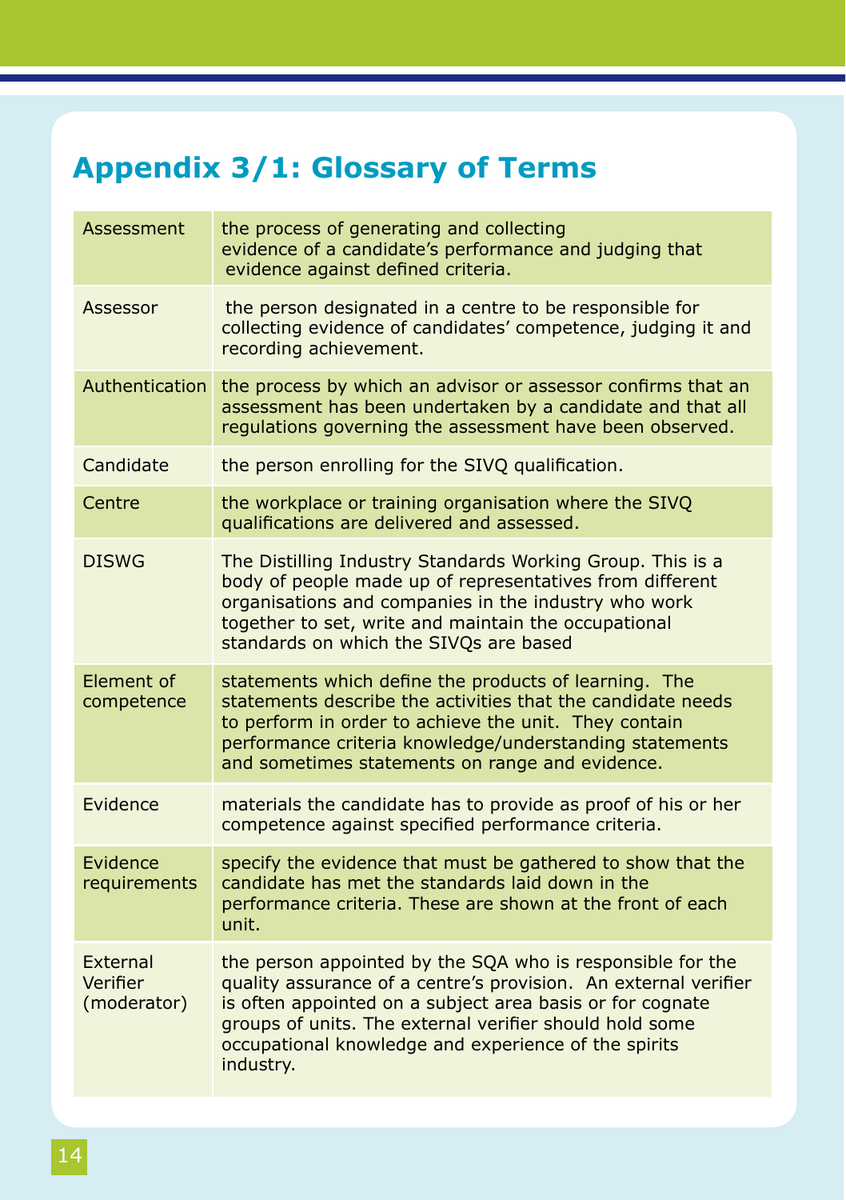## Appendix 3/1: Glossary of Terms

| | |
|---|---|
| Assessment | the process of generating and collecting evidence of a candidate's performance and judging that evidence against defined criteria. |
| Assessor | the person designated in a centre to be responsible for collecting evidence of candidates' competence, judging it and recording achievement. |
| Authentication | the process by which an advisor or assessor confirms that an assessment has been undertaken by a candidate and that all regulations governing the assessment have been observed. |
| Candidate | the person enrolling for the SIVQ qualification. |
| Centre | the workplace or training organisation where the SIVQ qualifications are delivered and assessed. |
| DISWG | The Distilling Industry Standards Working Group. This is a body of people made up of representatives from different organisations and companies in the industry who work together to set, write and maintain the occupational standards on which the SIVQs are based |
| Element of competence | statements which define the products of learning. The statements describe the activities that the candidate needs to perform in order to achieve the unit. They contain performance criteria knowledge/understanding statements and sometimes statements on range and evidence. |
| Evidence | materials the candidate has to provide as proof of his or her competence against specified performance criteria. |
| Evidence requirements | specify the evidence that must be gathered to show that the candidate has met the standards laid down in the performance criteria. These are shown at the front of each unit. |
| External Verifier (moderator) | the person appointed by the SQA who is responsible for the quality assurance of a centre's provision. An external verifier is often appointed on a subject area basis or for cognate groups of units. The external verifier should hold some occupational knowledge and experience of the spirits industry. |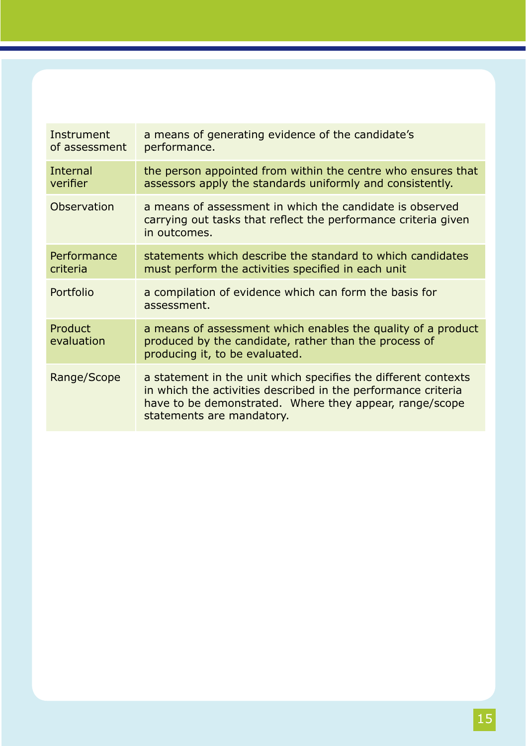| | |
|---|---|
| Instrument of assessment | a means of generating evidence of the candidate's performance. |
| Internal verifier | the person appointed from within the centre who ensures that assessors apply the standards uniformly and consistently. |
| Observation | a means of assessment in which the candidate is observed carrying out tasks that reflect the performance criteria given in outcomes. |
| Performance criteria | statements which describe the standard to which candidates must perform the activities specified in each unit |
| Portfolio | a compilation of evidence which can form the basis for assessment. |
| Product evaluation | a means of assessment which enables the quality of a product produced by the candidate, rather than the process of producing it, to be evaluated. |
| Range/Scope | a statement in the unit which specifies the different contexts in which the activities described in the performance criteria have to be demonstrated. Where they appear, range/scope statements are mandatory. |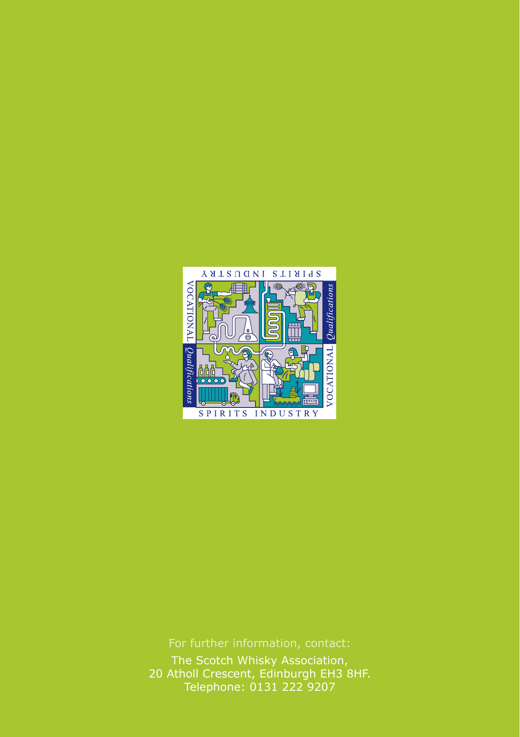For further information, contact:

The Scotch Whisky Association,
20 Atholl Crescent, Edinburgh EH3 8HF.
Telephone: 0131 222 9207